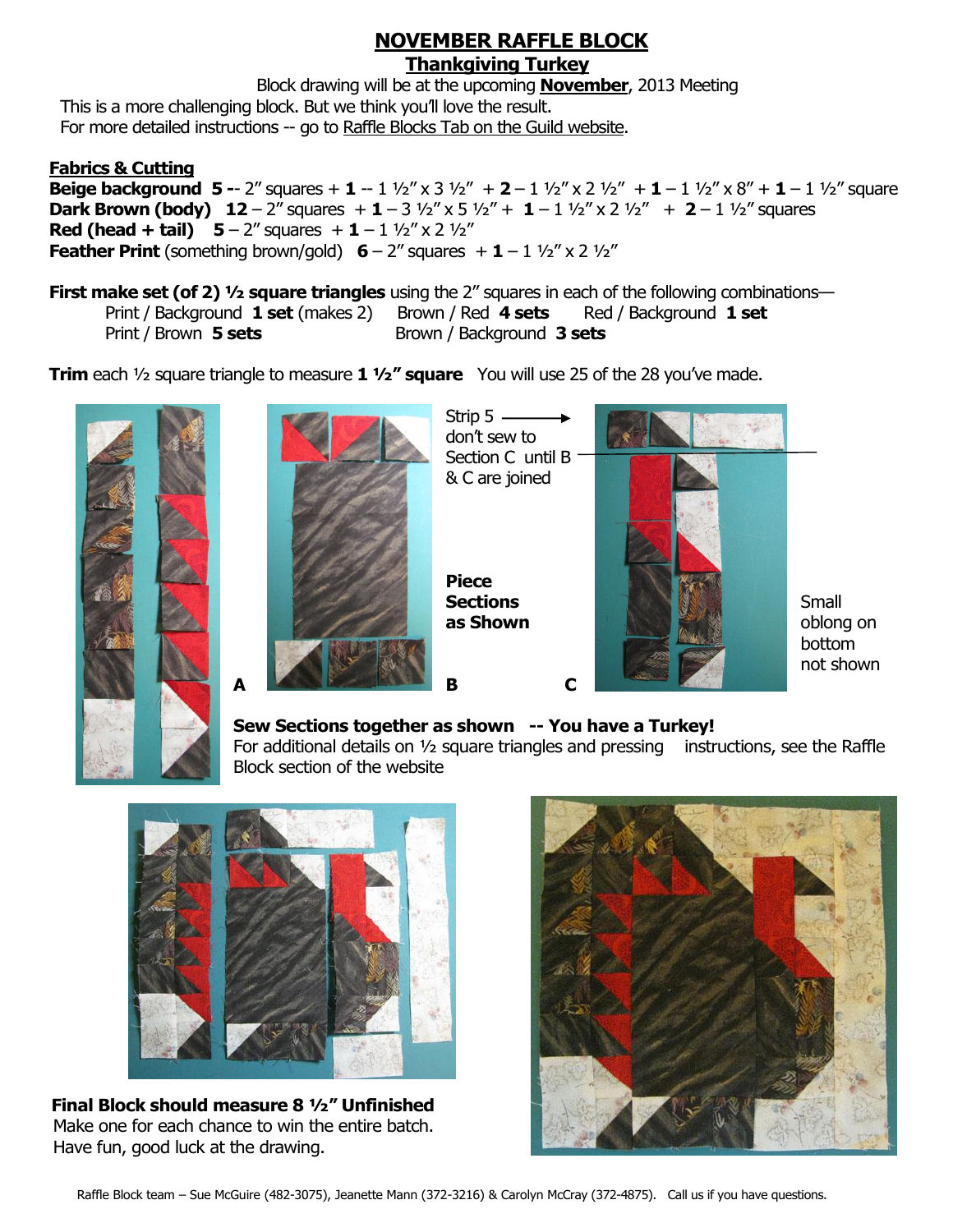# NOVEMBER RAFFLE BLOCK

## Thankgiving Turkey

Block drawing will be at the upcoming **November**, 2013 Meeting

This is a more challenging block. But we think you'll love the result.

For more detailed instructions -- go to Raffle Blocks Tab on the Guild website.

**Fabrics & Cutting**

**Beige background 5** -- 2" squares + **1** -- 1 ½" x 3 ½" + **2** – 1 ½" x 2 ½" + **1** – 1 ½" x 8" + **1** – 1 ½" square

**Dark Brown (body) 12** – 2" squares + **1** – 3 ½" x 5 ½" + **1** – 1 ½" x 2 ½" + **2** – 1 ½" squares

**Red (head + tail) 5** – 2" squares + **1** – 1 ½" x 2 ½"

**Feather Print** (something brown/gold) **6** – 2" squares + **1** – 1 ½" x 2 ½"

**First make set (of 2) ½ square triangles** using the 2" squares in each of the following combinations—

Print / Background **1 set** (makes 2) Brown / Red **4 sets** Red / Background **1 set**

Print / Brown **5 sets** Brown / Background **3 sets**

**Trim** each ½ square triangle to measure **1 ½" square** You will use 25 of the 28 you've made.

A

Strip 5 → don't sew to Section C until B & C are joined

**Piece Sections as Shown**

B C

Small oblong on bottom not shown

**Sew Sections together as shown -- You have a Turkey!**

For additional details on ½ square triangles and pressing instructions, see the Raffle Block section of the website

**Final Block should measure 8 ½" Unfinished**

Make one for each chance to win the entire batch.

Have fun, good luck at the drawing.

Raffle Block team – Sue McGuire (482-3075), Jeanette Mann (372-3216) & Carolyn McCray (372-4875). Call us if you have questions.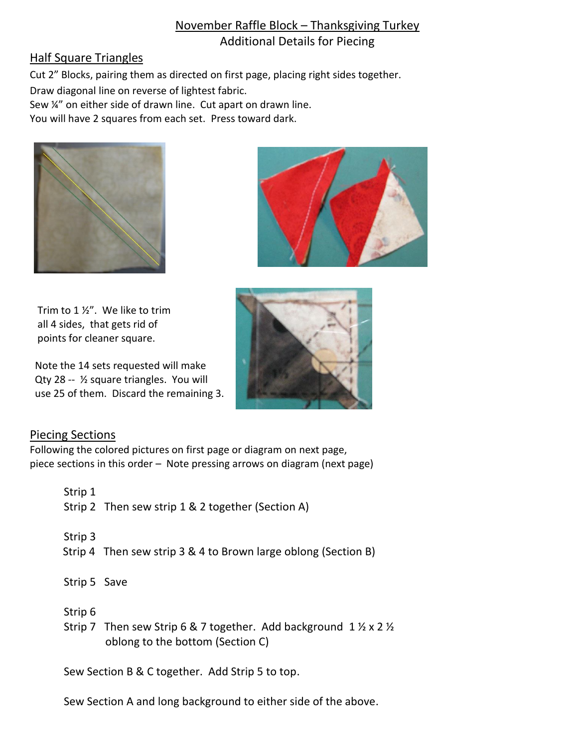# November Raffle Block – Thanksgiving Turkey

## Additional Details for Piecing

### Half Square Triangles

Cut 2" Blocks, pairing them as directed on first page, placing right sides together.
Draw diagonal line on reverse of lightest fabric.
Sew ¼" on either side of drawn line. Cut apart on drawn line.
You will have 2 squares from each set. Press toward dark.

Trim to 1 ½". We like to trim all 4 sides, that gets rid of points for cleaner square.

Note the 14 sets requested will make Qty 28 -- ½ square triangles. You will use 25 of them. Discard the remaining 3.

### Piecing Sections

Following the colored pictures on first page or diagram on next page, piece sections in this order – Note pressing arrows on diagram (next page)

Strip 1
Strip 2 Then sew strip 1 & 2 together (Section A)

Strip 3
Strip 4 Then sew strip 3 & 4 to Brown large oblong (Section B)

Strip 5 Save

Strip 6
Strip 7 Then sew Strip 6 & 7 together. Add background 1 ½ x 2 ½ oblong to the bottom (Section C)

Sew Section B & C together. Add Strip 5 to top.

Sew Section A and long background to either side of the above.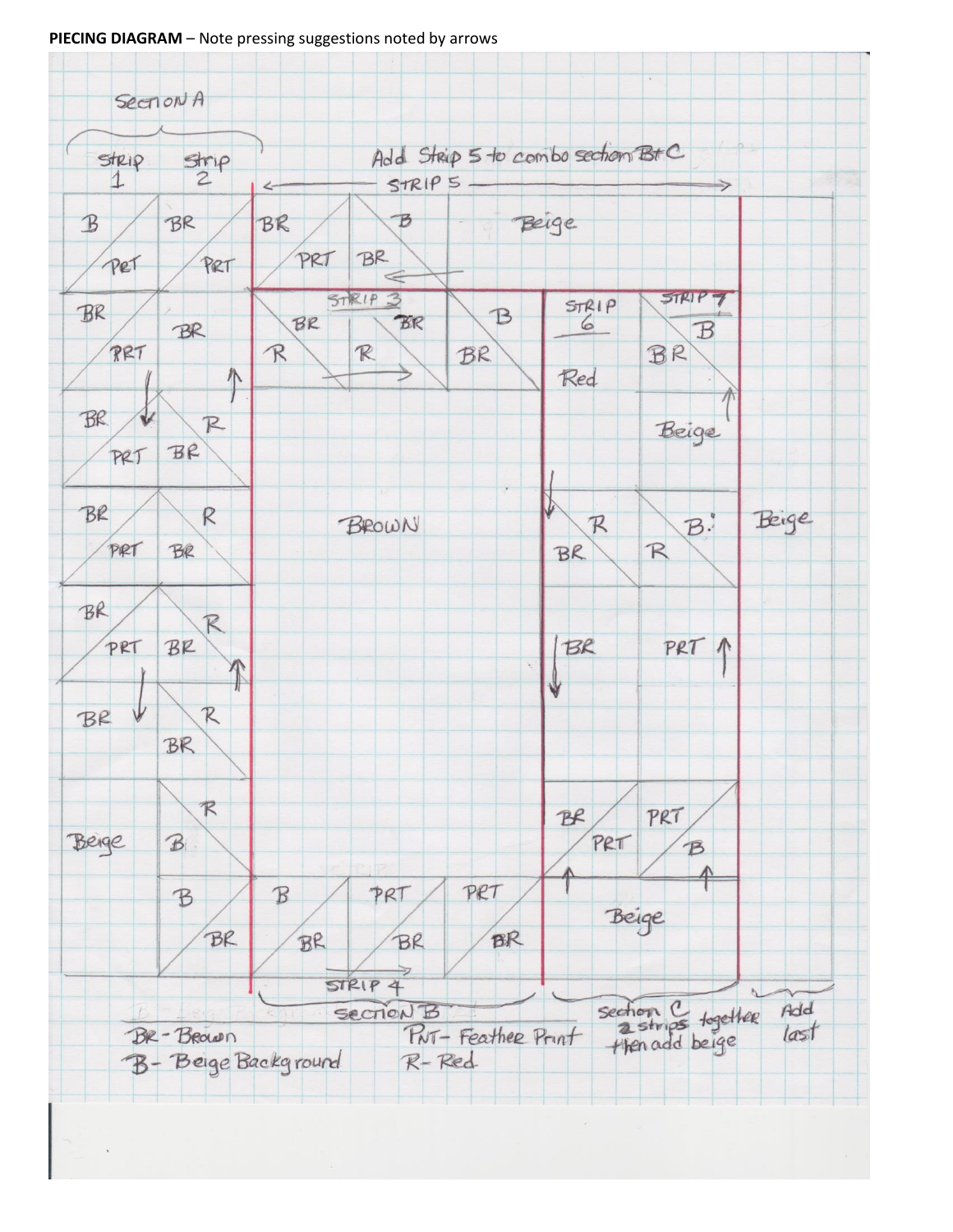**PIECING DIAGRAM** – Note pressing suggestions noted by arrows

SECTION A

STRIP 1

STRIP 2

Add Strip 5 to combo section B+C

STRIP 5

B
PRT
BR
PRT
BR
PRT
B
BR
Beige

STRIP 3

BR
R
BR
R
B
BR

STRIP 6

Red

STRIP 7

B
BR
Beige

BR
PRT
BR

BR
PRT
BR
R

BROWN

R
BR
B
R
Beige

BR
PRT
BR
R

BR
PRT
BR
R

BR
PRT

BR
R
BR

Beige
R
B

BR
PRT
PRT
B

B
BR

B
BR
PRT
BR
PRT
BR

Beige

STRIP 4

SECTION B

Section C
2 strips together
then add beige

Add last

BR - Brown

B - Beige Background

PNT - Feather Print

R - Red